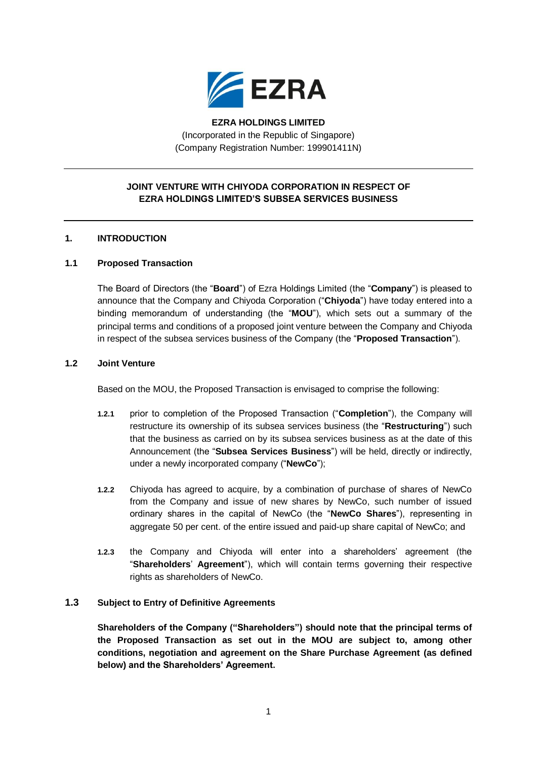**EZRA HOLDINGS LIMITED**
(Incorporated in the Republic of Singapore)
(Company Registration Number: 199901411N)

---

**JOINT VENTURE WITH CHIYODA CORPORATION IN RESPECT OF EZRA HOLDINGS LIMITED'S SUBSEA SERVICES BUSINESS**

---

## 1. INTRODUCTION

### 1.1 Proposed Transaction

The Board of Directors (the "**Board**") of Ezra Holdings Limited (the "**Company**") is pleased to announce that the Company and Chiyoda Corporation ("**Chiyoda**") have today entered into a binding memorandum of understanding (the "**MOU**"), which sets out a summary of the principal terms and conditions of a proposed joint venture between the Company and Chiyoda in respect of the subsea services business of the Company (the "**Proposed Transaction**").

### 1.2 Joint Venture

Based on the MOU, the Proposed Transaction is envisaged to comprise the following:

**1.2.1** prior to completion of the Proposed Transaction ("**Completion**"), the Company will restructure its ownership of its subsea services business (the "**Restructuring**") such that the business as carried on by its subsea services business as at the date of this Announcement (the "**Subsea Services Business**") will be held, directly or indirectly, under a newly incorporated company ("**NewCo**");

**1.2.2** Chiyoda has agreed to acquire, by a combination of purchase of shares of NewCo from the Company and issue of new shares by NewCo, such number of issued ordinary shares in the capital of NewCo (the "**NewCo Shares**"), representing in aggregate 50 per cent. of the entire issued and paid-up share capital of NewCo; and

**1.2.3** the Company and Chiyoda will enter into a shareholders' agreement (the "**Shareholders' Agreement**"), which will contain terms governing their respective rights as shareholders of NewCo.

### 1.3 Subject to Entry of Definitive Agreements

**Shareholders of the Company ("Shareholders") should note that the principal terms of the Proposed Transaction as set out in the MOU are subject to, among other conditions, negotiation and agreement on the Share Purchase Agreement (as defined below) and the Shareholders' Agreement.**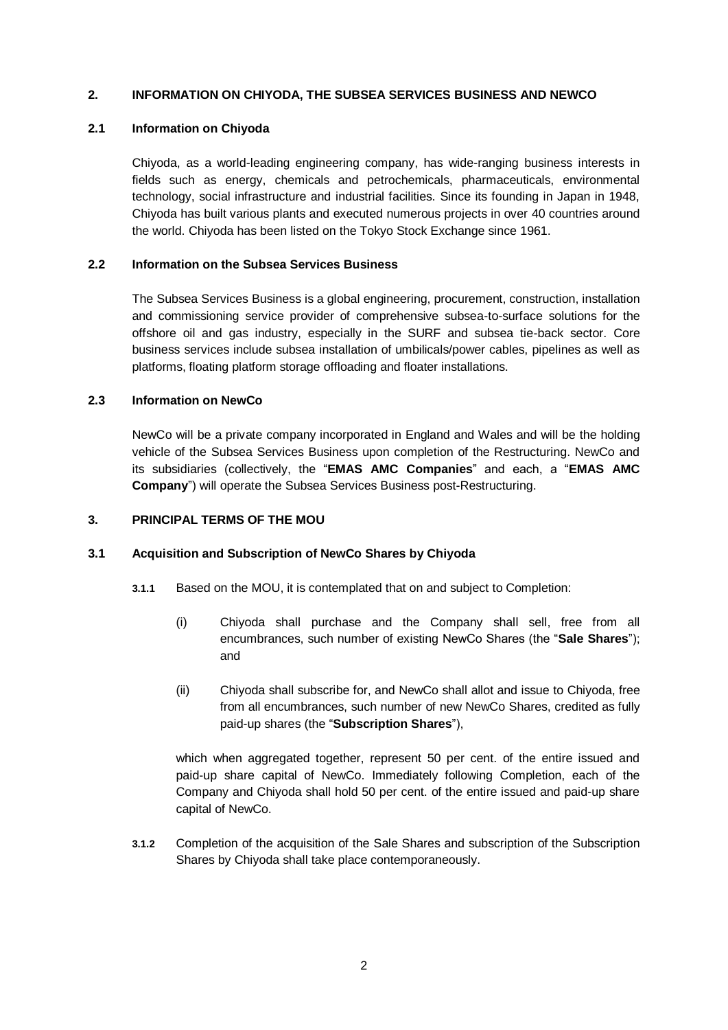## 2. INFORMATION ON CHIYODA, THE SUBSEA SERVICES BUSINESS AND NEWCO

### 2.1 Information on Chiyoda

Chiyoda, as a world-leading engineering company, has wide-ranging business interests in fields such as energy, chemicals and petrochemicals, pharmaceuticals, environmental technology, social infrastructure and industrial facilities. Since its founding in Japan in 1948, Chiyoda has built various plants and executed numerous projects in over 40 countries around the world. Chiyoda has been listed on the Tokyo Stock Exchange since 1961.

### 2.2 Information on the Subsea Services Business

The Subsea Services Business is a global engineering, procurement, construction, installation and commissioning service provider of comprehensive subsea-to-surface solutions for the offshore oil and gas industry, especially in the SURF and subsea tie-back sector. Core business services include subsea installation of umbilicals/power cables, pipelines as well as platforms, floating platform storage offloading and floater installations.

### 2.3 Information on NewCo

NewCo will be a private company incorporated in England and Wales and will be the holding vehicle of the Subsea Services Business upon completion of the Restructuring. NewCo and its subsidiaries (collectively, the "**EMAS AMC Companies**" and each, a "**EMAS AMC Company**") will operate the Subsea Services Business post-Restructuring.

## 3. PRINCIPAL TERMS OF THE MOU

### 3.1 Acquisition and Subscription of NewCo Shares by Chiyoda

**3.1.1** Based on the MOU, it is contemplated that on and subject to Completion:

(i) Chiyoda shall purchase and the Company shall sell, free from all encumbrances, such number of existing NewCo Shares (the "**Sale Shares**"); and

(ii) Chiyoda shall subscribe for, and NewCo shall allot and issue to Chiyoda, free from all encumbrances, such number of new NewCo Shares, credited as fully paid-up shares (the "**Subscription Shares**"),

which when aggregated together, represent 50 per cent. of the entire issued and paid-up share capital of NewCo. Immediately following Completion, each of the Company and Chiyoda shall hold 50 per cent. of the entire issued and paid-up share capital of NewCo.

**3.1.2** Completion of the acquisition of the Sale Shares and subscription of the Subscription Shares by Chiyoda shall take place contemporaneously.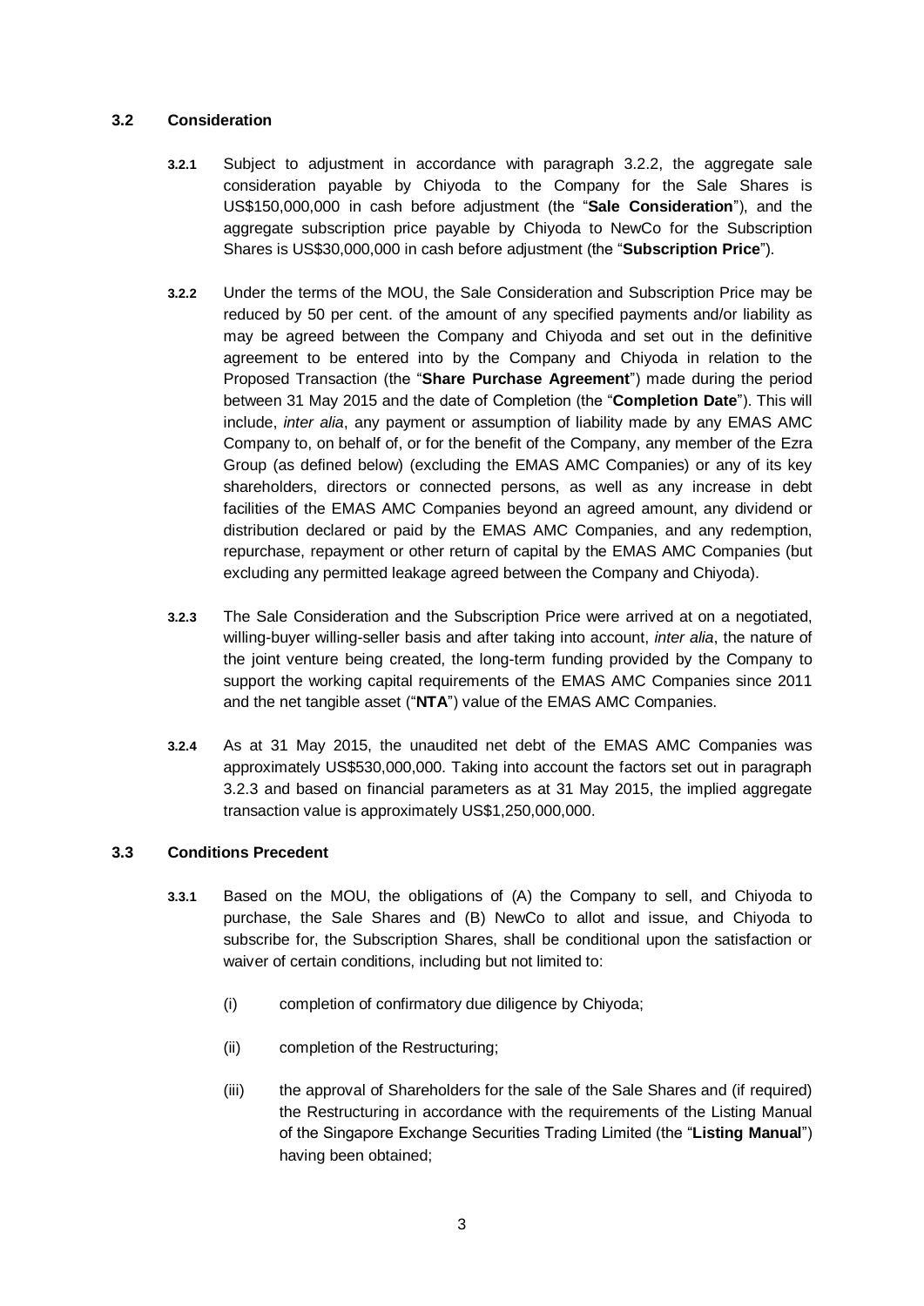### 3.2 Consideration

**3.2.1** Subject to adjustment in accordance with paragraph 3.2.2, the aggregate sale consideration payable by Chiyoda to the Company for the Sale Shares is US$150,000,000 in cash before adjustment (the "**Sale Consideration**"), and the aggregate subscription price payable by Chiyoda to NewCo for the Subscription Shares is US$30,000,000 in cash before adjustment (the "**Subscription Price**").

**3.2.2** Under the terms of the MOU, the Sale Consideration and Subscription Price may be reduced by 50 per cent. of the amount of any specified payments and/or liability as may be agreed between the Company and Chiyoda and set out in the definitive agreement to be entered into by the Company and Chiyoda in relation to the Proposed Transaction (the "**Share Purchase Agreement**") made during the period between 31 May 2015 and the date of Completion (the "**Completion Date**"). This will include, *inter alia*, any payment or assumption of liability made by any EMAS AMC Company to, on behalf of, or for the benefit of the Company, any member of the Ezra Group (as defined below) (excluding the EMAS AMC Companies) or any of its key shareholders, directors or connected persons, as well as any increase in debt facilities of the EMAS AMC Companies beyond an agreed amount, any dividend or distribution declared or paid by the EMAS AMC Companies, and any redemption, repurchase, repayment or other return of capital by the EMAS AMC Companies (but excluding any permitted leakage agreed between the Company and Chiyoda).

**3.2.3** The Sale Consideration and the Subscription Price were arrived at on a negotiated, willing-buyer willing-seller basis and after taking into account, *inter alia*, the nature of the joint venture being created, the long-term funding provided by the Company to support the working capital requirements of the EMAS AMC Companies since 2011 and the net tangible asset ("**NTA**") value of the EMAS AMC Companies.

**3.2.4** As at 31 May 2015, the unaudited net debt of the EMAS AMC Companies was approximately US$530,000,000. Taking into account the factors set out in paragraph 3.2.3 and based on financial parameters as at 31 May 2015, the implied aggregate transaction value is approximately US$1,250,000,000.

### 3.3 Conditions Precedent

**3.3.1** Based on the MOU, the obligations of (A) the Company to sell, and Chiyoda to purchase, the Sale Shares and (B) NewCo to allot and issue, and Chiyoda to subscribe for, the Subscription Shares, shall be conditional upon the satisfaction or waiver of certain conditions, including but not limited to:

(i) completion of confirmatory due diligence by Chiyoda;

(ii) completion of the Restructuring;

(iii) the approval of Shareholders for the sale of the Sale Shares and (if required) the Restructuring in accordance with the requirements of the Listing Manual of the Singapore Exchange Securities Trading Limited (the "**Listing Manual**") having been obtained;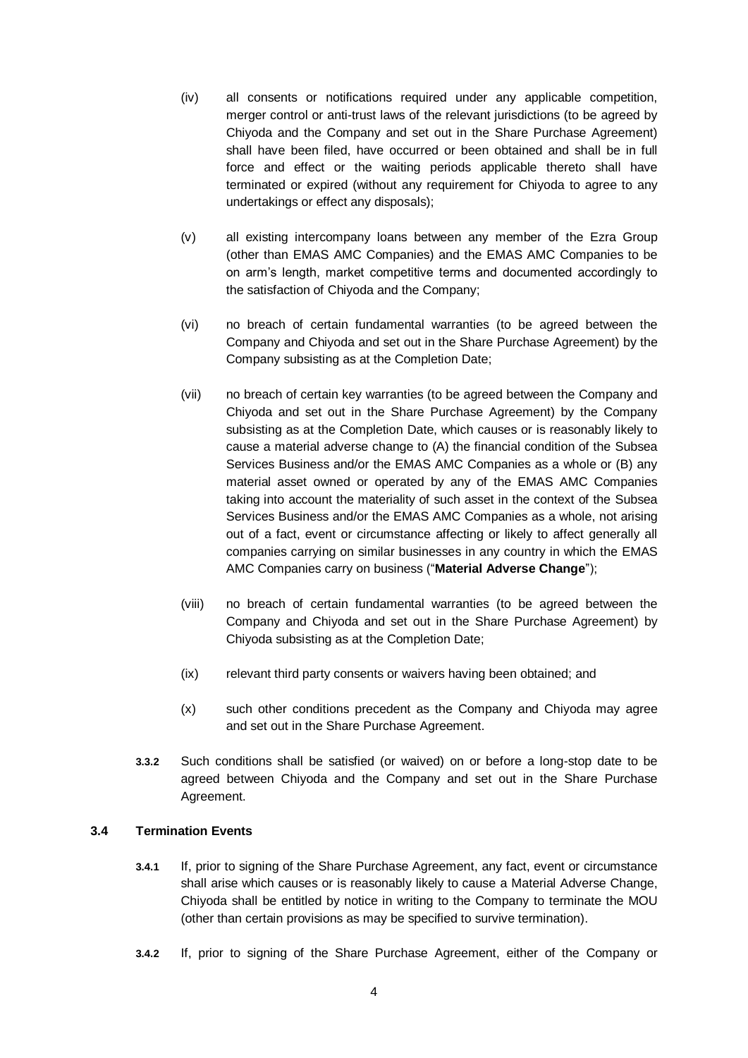(iv) all consents or notifications required under any applicable competition, merger control or anti-trust laws of the relevant jurisdictions (to be agreed by Chiyoda and the Company and set out in the Share Purchase Agreement) shall have been filed, have occurred or been obtained and shall be in full force and effect or the waiting periods applicable thereto shall have terminated or expired (without any requirement for Chiyoda to agree to any undertakings or effect any disposals);

(v) all existing intercompany loans between any member of the Ezra Group (other than EMAS AMC Companies) and the EMAS AMC Companies to be on arm's length, market competitive terms and documented accordingly to the satisfaction of Chiyoda and the Company;

(vi) no breach of certain fundamental warranties (to be agreed between the Company and Chiyoda and set out in the Share Purchase Agreement) by the Company subsisting as at the Completion Date;

(vii) no breach of certain key warranties (to be agreed between the Company and Chiyoda and set out in the Share Purchase Agreement) by the Company subsisting as at the Completion Date, which causes or is reasonably likely to cause a material adverse change to (A) the financial condition of the Subsea Services Business and/or the EMAS AMC Companies as a whole or (B) any material asset owned or operated by any of the EMAS AMC Companies taking into account the materiality of such asset in the context of the Subsea Services Business and/or the EMAS AMC Companies as a whole, not arising out of a fact, event or circumstance affecting or likely to affect generally all companies carrying on similar businesses in any country in which the EMAS AMC Companies carry on business ("**Material Adverse Change**");

(viii) no breach of certain fundamental warranties (to be agreed between the Company and Chiyoda and set out in the Share Purchase Agreement) by Chiyoda subsisting as at the Completion Date;

(ix) relevant third party consents or waivers having been obtained; and

(x) such other conditions precedent as the Company and Chiyoda may agree and set out in the Share Purchase Agreement.

**3.3.2** Such conditions shall be satisfied (or waived) on or before a long-stop date to be agreed between Chiyoda and the Company and set out in the Share Purchase Agreement.

### 3.4 Termination Events

**3.4.1** If, prior to signing of the Share Purchase Agreement, any fact, event or circumstance shall arise which causes or is reasonably likely to cause a Material Adverse Change, Chiyoda shall be entitled by notice in writing to the Company to terminate the MOU (other than certain provisions as may be specified to survive termination).

**3.4.2** If, prior to signing of the Share Purchase Agreement, either of the Company or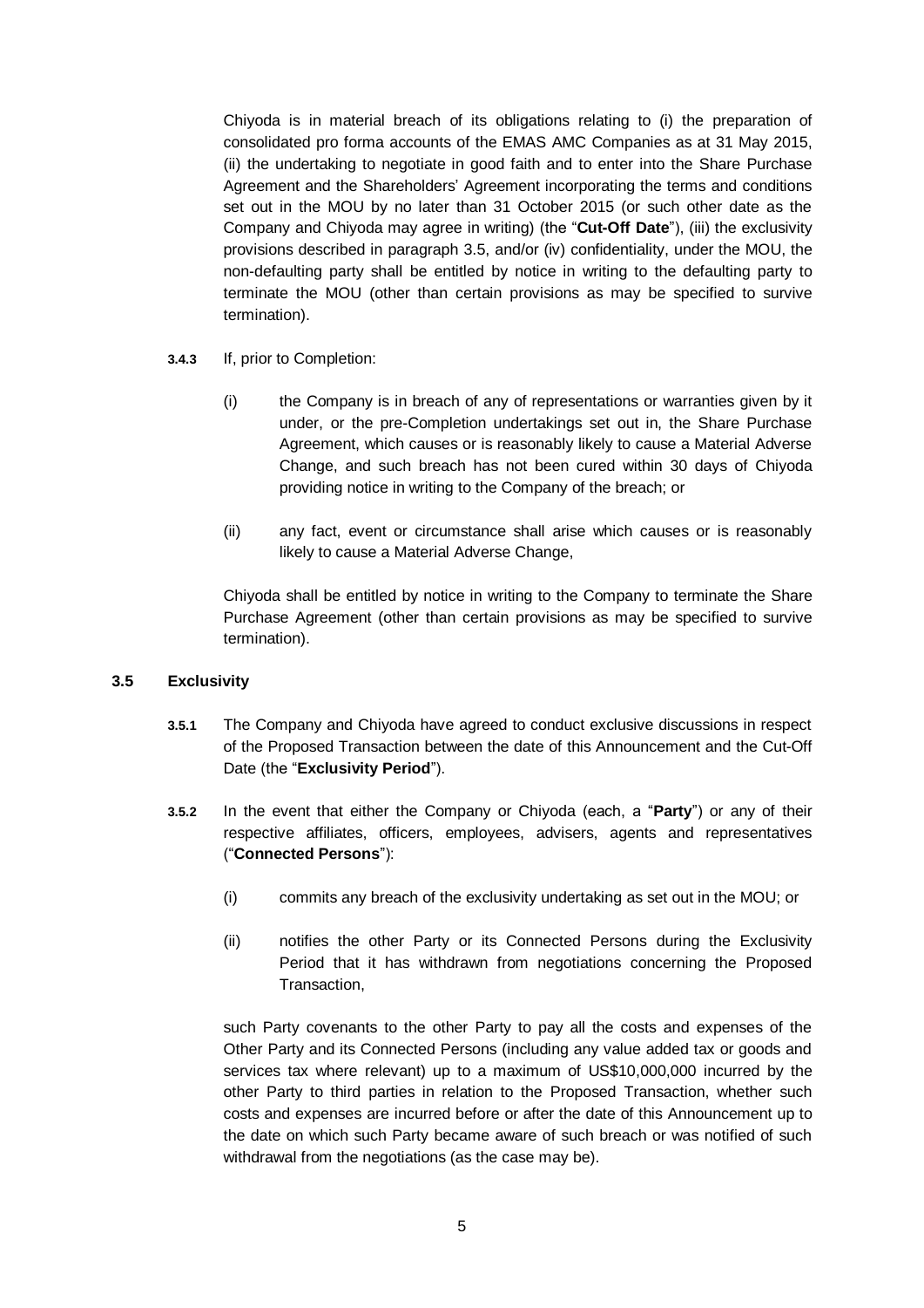Chiyoda is in material breach of its obligations relating to (i) the preparation of consolidated pro forma accounts of the EMAS AMC Companies as at 31 May 2015, (ii) the undertaking to negotiate in good faith and to enter into the Share Purchase Agreement and the Shareholders' Agreement incorporating the terms and conditions set out in the MOU by no later than 31 October 2015 (or such other date as the Company and Chiyoda may agree in writing) (the "**Cut-Off Date**"), (iii) the exclusivity provisions described in paragraph 3.5, and/or (iv) confidentiality, under the MOU, the non-defaulting party shall be entitled by notice in writing to the defaulting party to terminate the MOU (other than certain provisions as may be specified to survive termination).

**3.4.3** If, prior to Completion:

(i) the Company is in breach of any of representations or warranties given by it under, or the pre-Completion undertakings set out in, the Share Purchase Agreement, which causes or is reasonably likely to cause a Material Adverse Change, and such breach has not been cured within 30 days of Chiyoda providing notice in writing to the Company of the breach; or

(ii) any fact, event or circumstance shall arise which causes or is reasonably likely to cause a Material Adverse Change,

Chiyoda shall be entitled by notice in writing to the Company to terminate the Share Purchase Agreement (other than certain provisions as may be specified to survive termination).

### 3.5 Exclusivity

**3.5.1** The Company and Chiyoda have agreed to conduct exclusive discussions in respect of the Proposed Transaction between the date of this Announcement and the Cut-Off Date (the "**Exclusivity Period**").

**3.5.2** In the event that either the Company or Chiyoda (each, a "**Party**") or any of their respective affiliates, officers, employees, advisers, agents and representatives ("**Connected Persons**"):

(i) commits any breach of the exclusivity undertaking as set out in the MOU; or

(ii) notifies the other Party or its Connected Persons during the Exclusivity Period that it has withdrawn from negotiations concerning the Proposed Transaction,

such Party covenants to the other Party to pay all the costs and expenses of the Other Party and its Connected Persons (including any value added tax or goods and services tax where relevant) up to a maximum of US$10,000,000 incurred by the other Party to third parties in relation to the Proposed Transaction, whether such costs and expenses are incurred before or after the date of this Announcement up to the date on which such Party became aware of such breach or was notified of such withdrawal from the negotiations (as the case may be).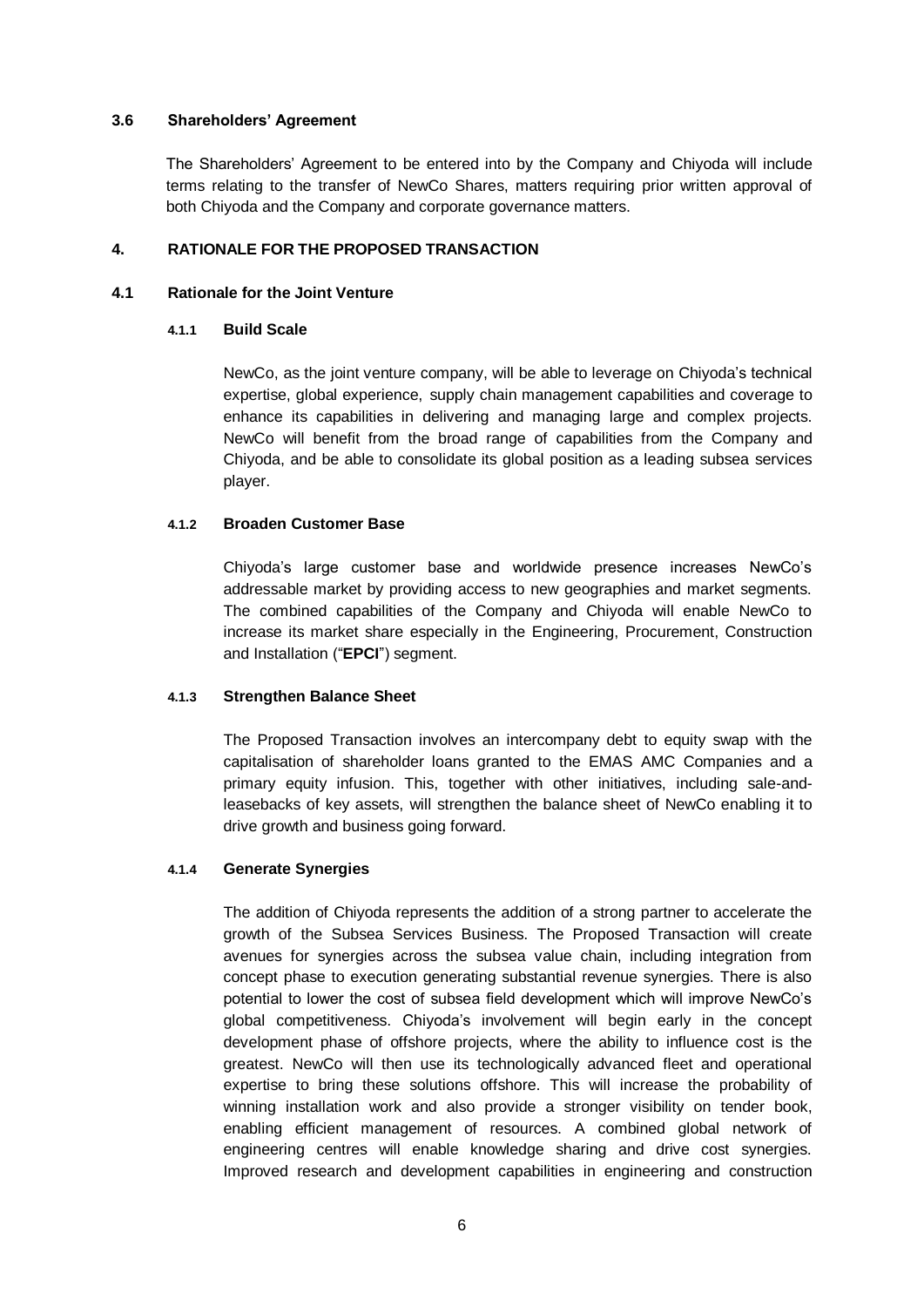### 3.6 Shareholders' Agreement

The Shareholders' Agreement to be entered into by the Company and Chiyoda will include terms relating to the transfer of NewCo Shares, matters requiring prior written approval of both Chiyoda and the Company and corporate governance matters.

## 4. RATIONALE FOR THE PROPOSED TRANSACTION

### 4.1 Rationale for the Joint Venture

#### 4.1.1 Build Scale

NewCo, as the joint venture company, will be able to leverage on Chiyoda's technical expertise, global experience, supply chain management capabilities and coverage to enhance its capabilities in delivering and managing large and complex projects. NewCo will benefit from the broad range of capabilities from the Company and Chiyoda, and be able to consolidate its global position as a leading subsea services player.

#### 4.1.2 Broaden Customer Base

Chiyoda's large customer base and worldwide presence increases NewCo's addressable market by providing access to new geographies and market segments. The combined capabilities of the Company and Chiyoda will enable NewCo to increase its market share especially in the Engineering, Procurement, Construction and Installation ("**EPCI**") segment.

#### 4.1.3 Strengthen Balance Sheet

The Proposed Transaction involves an intercompany debt to equity swap with the capitalisation of shareholder loans granted to the EMAS AMC Companies and a primary equity infusion. This, together with other initiatives, including sale-and-leasebacks of key assets, will strengthen the balance sheet of NewCo enabling it to drive growth and business going forward.

#### 4.1.4 Generate Synergies

The addition of Chiyoda represents the addition of a strong partner to accelerate the growth of the Subsea Services Business. The Proposed Transaction will create avenues for synergies across the subsea value chain, including integration from concept phase to execution generating substantial revenue synergies. There is also potential to lower the cost of subsea field development which will improve NewCo's global competitiveness. Chiyoda's involvement will begin early in the concept development phase of offshore projects, where the ability to influence cost is the greatest. NewCo will then use its technologically advanced fleet and operational expertise to bring these solutions offshore. This will increase the probability of winning installation work and also provide a stronger visibility on tender book, enabling efficient management of resources. A combined global network of engineering centres will enable knowledge sharing and drive cost synergies. Improved research and development capabilities in engineering and construction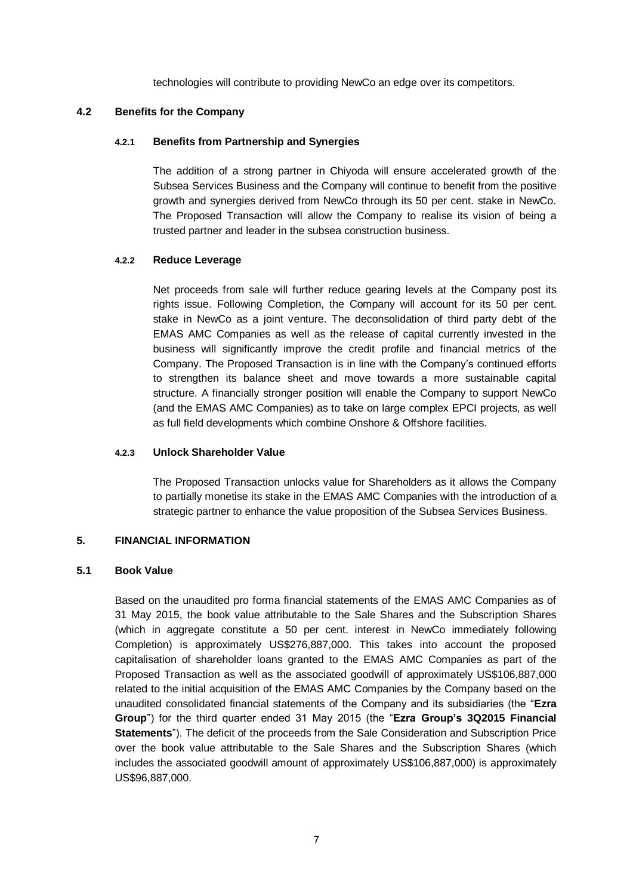technologies will contribute to providing NewCo an edge over its competitors.

## 4.2 Benefits for the Company

### 4.2.1 Benefits from Partnership and Synergies

The addition of a strong partner in Chiyoda will ensure accelerated growth of the Subsea Services Business and the Company will continue to benefit from the positive growth and synergies derived from NewCo through its 50 per cent. stake in NewCo. The Proposed Transaction will allow the Company to realise its vision of being a trusted partner and leader in the subsea construction business.

### 4.2.2 Reduce Leverage

Net proceeds from sale will further reduce gearing levels at the Company post its rights issue. Following Completion, the Company will account for its 50 per cent. stake in NewCo as a joint venture. The deconsolidation of third party debt of the EMAS AMC Companies as well as the release of capital currently invested in the business will significantly improve the credit profile and financial metrics of the Company. The Proposed Transaction is in line with the Company's continued efforts to strengthen its balance sheet and move towards a more sustainable capital structure. A financially stronger position will enable the Company to support NewCo (and the EMAS AMC Companies) as to take on large complex EPCI projects, as well as full field developments which combine Onshore & Offshore facilities.

### 4.2.3 Unlock Shareholder Value

The Proposed Transaction unlocks value for Shareholders as it allows the Company to partially monetise its stake in the EMAS AMC Companies with the introduction of a strategic partner to enhance the value proposition of the Subsea Services Business.

## 5. FINANCIAL INFORMATION

## 5.1 Book Value

Based on the unaudited pro forma financial statements of the EMAS AMC Companies as of 31 May 2015, the book value attributable to the Sale Shares and the Subscription Shares (which in aggregate constitute a 50 per cent. interest in NewCo immediately following Completion) is approximately US$276,887,000. This takes into account the proposed capitalisation of shareholder loans granted to the EMAS AMC Companies as part of the Proposed Transaction as well as the associated goodwill of approximately US$106,887,000 related to the initial acquisition of the EMAS AMC Companies by the Company based on the unaudited consolidated financial statements of the Company and its subsidiaries (the "**Ezra Group**") for the third quarter ended 31 May 2015 (the "**Ezra Group's 3Q2015 Financial Statements**"). The deficit of the proceeds from the Sale Consideration and Subscription Price over the book value attributable to the Sale Shares and the Subscription Shares (which includes the associated goodwill amount of approximately US$106,887,000) is approximately US$96,887,000.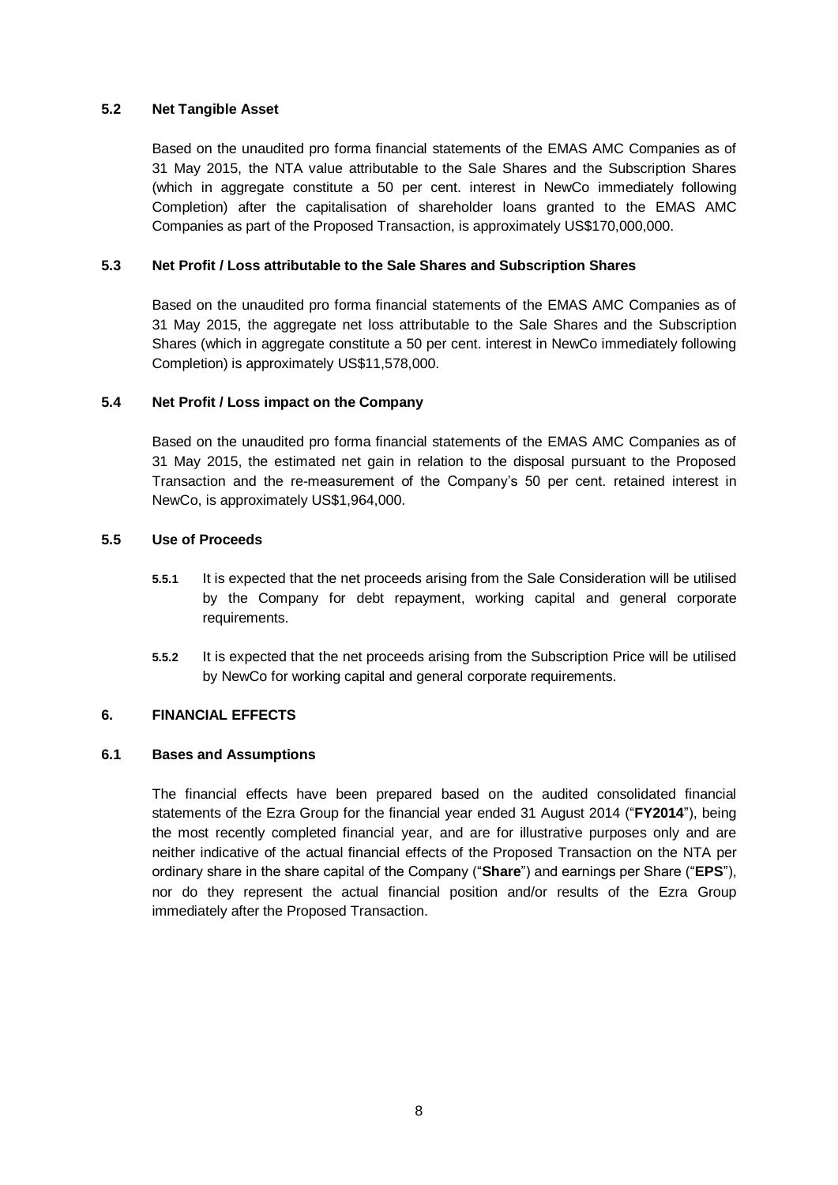### 5.2 Net Tangible Asset

Based on the unaudited pro forma financial statements of the EMAS AMC Companies as of 31 May 2015, the NTA value attributable to the Sale Shares and the Subscription Shares (which in aggregate constitute a 50 per cent. interest in NewCo immediately following Completion) after the capitalisation of shareholder loans granted to the EMAS AMC Companies as part of the Proposed Transaction, is approximately US$170,000,000.

### 5.3 Net Profit / Loss attributable to the Sale Shares and Subscription Shares

Based on the unaudited pro forma financial statements of the EMAS AMC Companies as of 31 May 2015, the aggregate net loss attributable to the Sale Shares and the Subscription Shares (which in aggregate constitute a 50 per cent. interest in NewCo immediately following Completion) is approximately US$11,578,000.

### 5.4 Net Profit / Loss impact on the Company

Based on the unaudited pro forma financial statements of the EMAS AMC Companies as of 31 May 2015, the estimated net gain in relation to the disposal pursuant to the Proposed Transaction and the re-measurement of the Company's 50 per cent. retained interest in NewCo, is approximately US$1,964,000.

### 5.5 Use of Proceeds

**5.5.1** It is expected that the net proceeds arising from the Sale Consideration will be utilised by the Company for debt repayment, working capital and general corporate requirements.

**5.5.2** It is expected that the net proceeds arising from the Subscription Price will be utilised by NewCo for working capital and general corporate requirements.

## 6. FINANCIAL EFFECTS

### 6.1 Bases and Assumptions

The financial effects have been prepared based on the audited consolidated financial statements of the Ezra Group for the financial year ended 31 August 2014 ("**FY2014**"), being the most recently completed financial year, and are for illustrative purposes only and are neither indicative of the actual financial effects of the Proposed Transaction on the NTA per ordinary share in the share capital of the Company ("**Share**") and earnings per Share ("**EPS**"), nor do they represent the actual financial position and/or results of the Ezra Group immediately after the Proposed Transaction.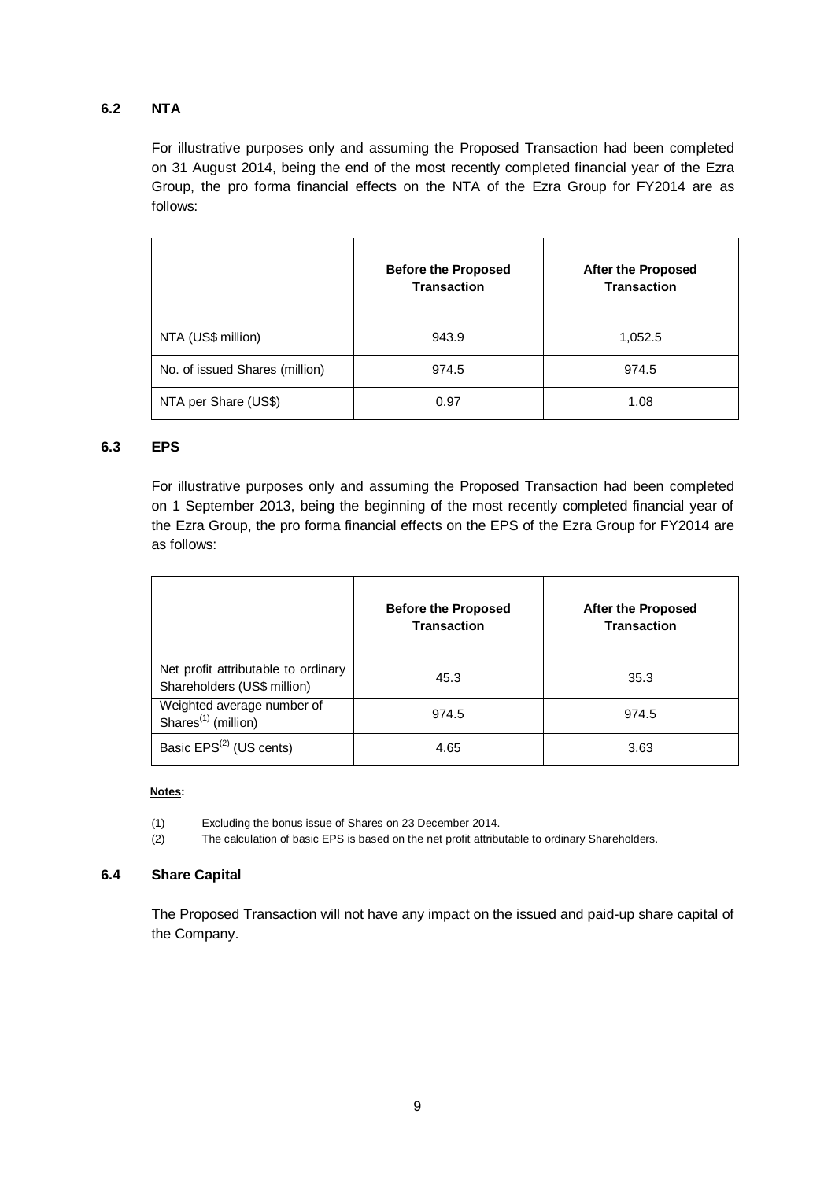### 6.2 NTA

For illustrative purposes only and assuming the Proposed Transaction had been completed on 31 August 2014, being the end of the most recently completed financial year of the Ezra Group, the pro forma financial effects on the NTA of the Ezra Group for FY2014 are as follows:

| | **Before the Proposed Transaction** | **After the Proposed Transaction** |
|---|---|---|
| NTA (US$ million) | 943.9 | 1,052.5 |
| No. of issued Shares (million) | 974.5 | 974.5 |
| NTA per Share (US$) | 0.97 | 1.08 |

### 6.3 EPS

For illustrative purposes only and assuming the Proposed Transaction had been completed on 1 September 2013, being the beginning of the most recently completed financial year of the Ezra Group, the pro forma financial effects on the EPS of the Ezra Group for FY2014 are as follows:

| | **Before the Proposed Transaction** | **After the Proposed Transaction** |
|---|---|---|
| Net profit attributable to ordinary Shareholders (US$ million) | 45.3 | 35.3 |
| Weighted average number of Shares[(1)] (million) | 974.5 | 974.5 |
| Basic EPS[(2)] (US cents) | 4.65 | 3.63 |

**Notes:**

(1) Excluding the bonus issue of Shares on 23 December 2014.

(2) The calculation of basic EPS is based on the net profit attributable to ordinary Shareholders.

### 6.4 Share Capital

The Proposed Transaction will not have any impact on the issued and paid-up share capital of the Company.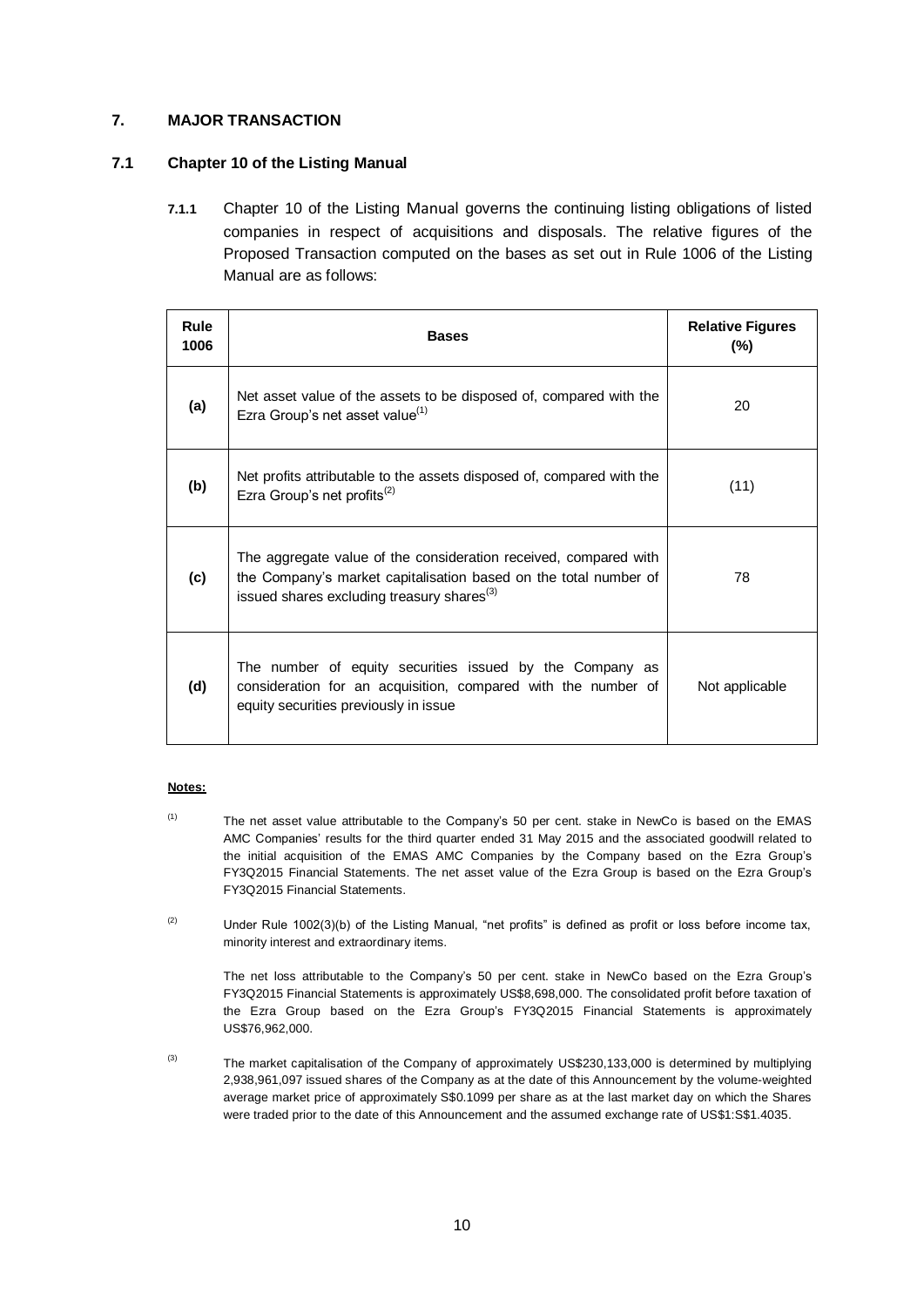## 7. MAJOR TRANSACTION

### 7.1 Chapter 10 of the Listing Manual

**7.1.1** Chapter 10 of the Listing Manual governs the continuing listing obligations of listed companies in respect of acquisitions and disposals. The relative figures of the Proposed Transaction computed on the bases as set out in Rule 1006 of the Listing Manual are as follows:

| Rule 1006 | Bases | Relative Figures (%) |
|---|---|---|
| (a) | Net asset value of the assets to be disposed of, compared with the Ezra Group's net asset value[(1)] | 20 |
| (b) | Net profits attributable to the assets disposed of, compared with the Ezra Group's net profits[(2)] | (11) |
| (c) | The aggregate value of the consideration received, compared with the Company's market capitalisation based on the total number of issued shares excluding treasury shares[(3)] | 78 |
| (d) | The number of equity securities issued by the Company as consideration for an acquisition, compared with the number of equity securities previously in issue | Not applicable |

**Notes:**

(1) The net asset value attributable to the Company's 50 per cent. stake in NewCo is based on the EMAS AMC Companies' results for the third quarter ended 31 May 2015 and the associated goodwill related to the initial acquisition of the EMAS AMC Companies by the Company based on the Ezra Group's FY3Q2015 Financial Statements. The net asset value of the Ezra Group is based on the Ezra Group's FY3Q2015 Financial Statements.

(2) Under Rule 1002(3)(b) of the Listing Manual, "net profits" is defined as profit or loss before income tax, minority interest and extraordinary items.

The net loss attributable to the Company's 50 per cent. stake in NewCo based on the Ezra Group's FY3Q2015 Financial Statements is approximately US$8,698,000. The consolidated profit before taxation of the Ezra Group based on the Ezra Group's FY3Q2015 Financial Statements is approximately US$76,962,000.

(3) The market capitalisation of the Company of approximately US$230,133,000 is determined by multiplying 2,938,961,097 issued shares of the Company as at the date of this Announcement by the volume-weighted average market price of approximately S$0.1099 per share as at the last market day on which the Shares were traded prior to the date of this Announcement and the assumed exchange rate of US$1:S$1.4035.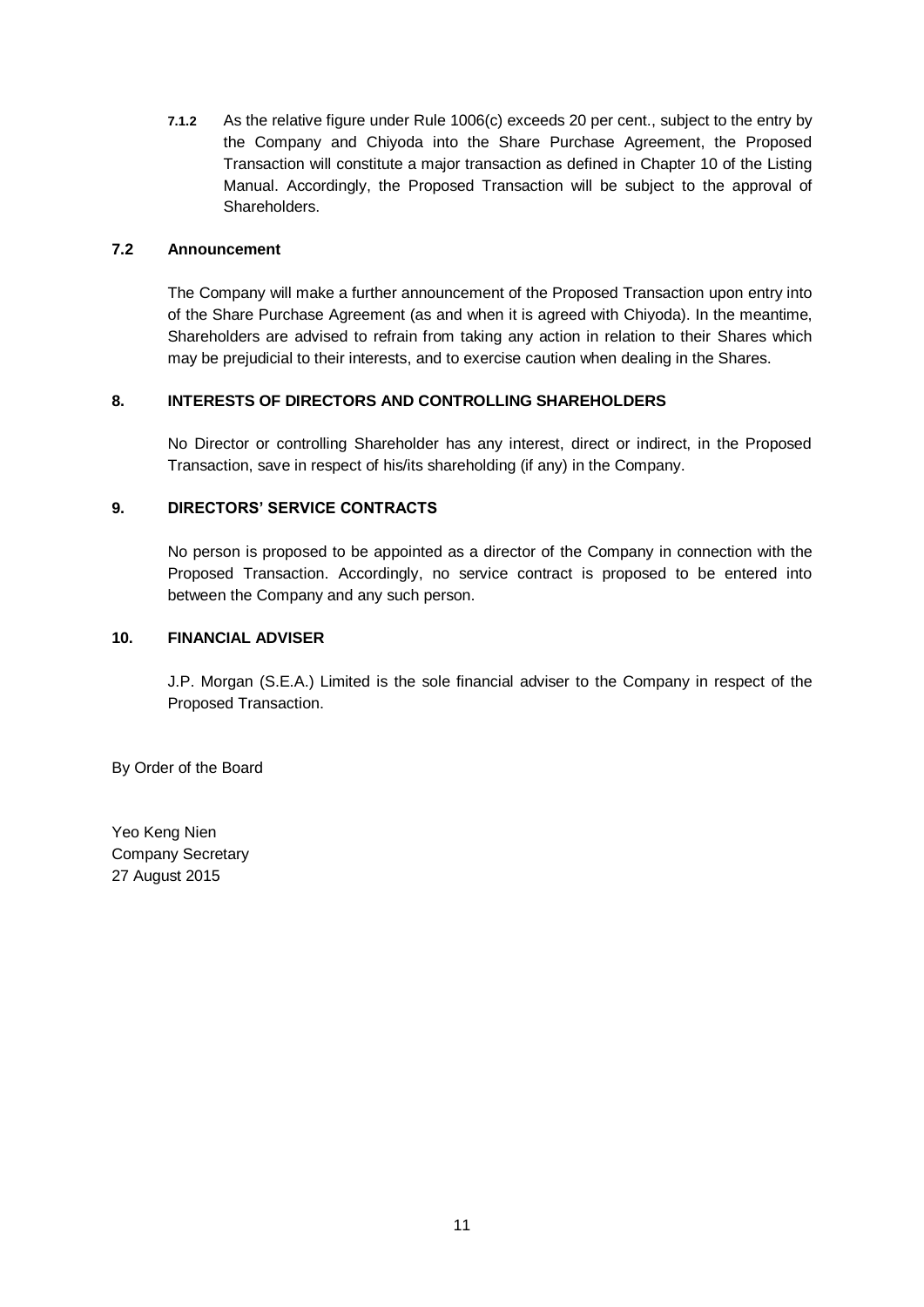**7.1.2** As the relative figure under Rule 1006(c) exceeds 20 per cent., subject to the entry by the Company and Chiyoda into the Share Purchase Agreement, the Proposed Transaction will constitute a major transaction as defined in Chapter 10 of the Listing Manual. Accordingly, the Proposed Transaction will be subject to the approval of Shareholders.

### 7.2 Announcement

The Company will make a further announcement of the Proposed Transaction upon entry into of the Share Purchase Agreement (as and when it is agreed with Chiyoda). In the meantime, Shareholders are advised to refrain from taking any action in relation to their Shares which may be prejudicial to their interests, and to exercise caution when dealing in the Shares.

## 8. INTERESTS OF DIRECTORS AND CONTROLLING SHAREHOLDERS

No Director or controlling Shareholder has any interest, direct or indirect, in the Proposed Transaction, save in respect of his/its shareholding (if any) in the Company.

## 9. DIRECTORS' SERVICE CONTRACTS

No person is proposed to be appointed as a director of the Company in connection with the Proposed Transaction. Accordingly, no service contract is proposed to be entered into between the Company and any such person.

## 10. FINANCIAL ADVISER

J.P. Morgan (S.E.A.) Limited is the sole financial adviser to the Company in respect of the Proposed Transaction.

By Order of the Board

Yeo Keng Nien
Company Secretary
27 August 2015